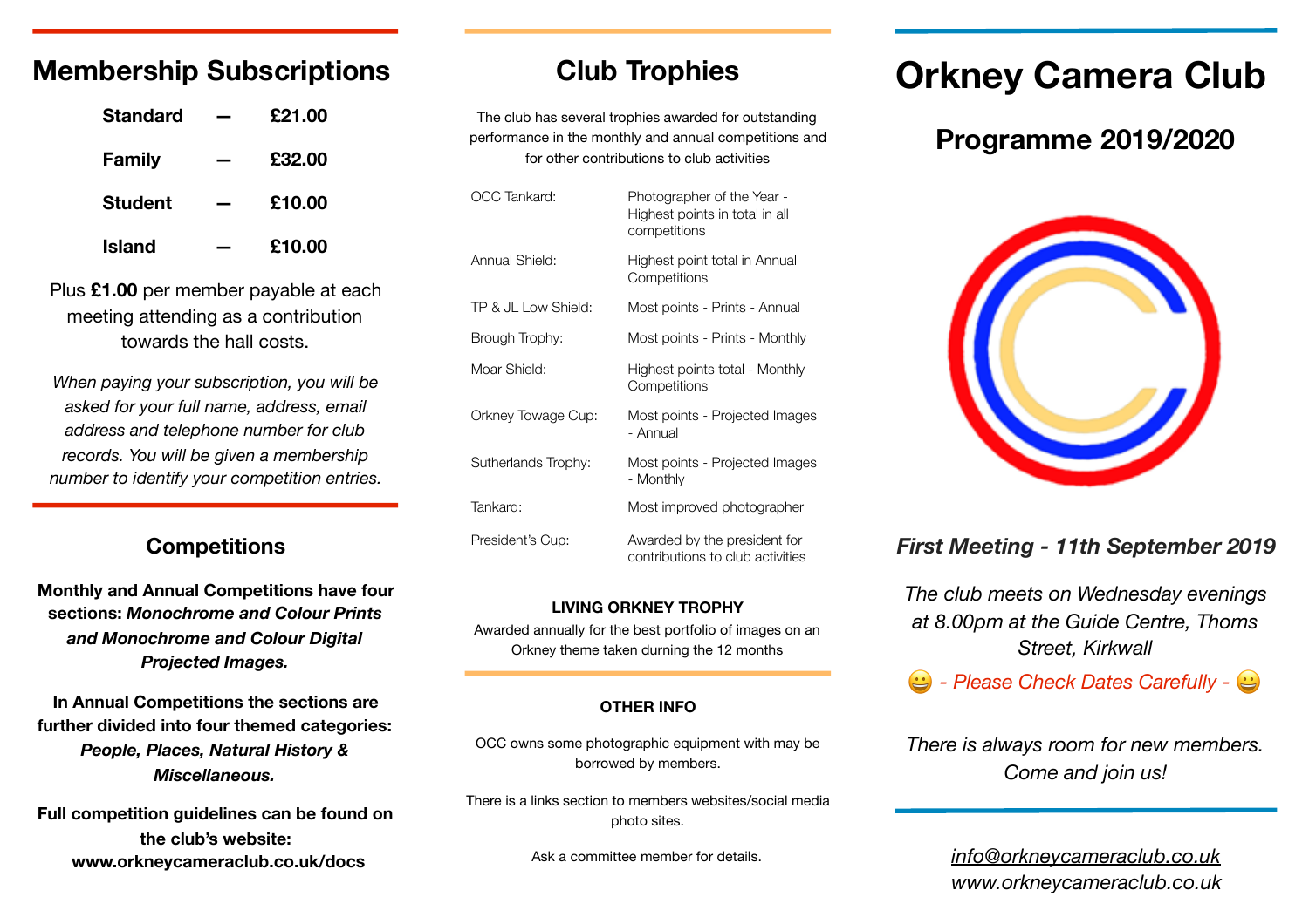## Membership Subscriptions

| | | |
|---|---|---|
| **Standard** | **—** | **£21.00** |
| **Family** | **—** | **£32.00** |
| **Student** | **—** | **£10.00** |
| **Island** | **—** | **£10.00** |

Plus **£1.00** per member payable at each meeting attending as a contribution towards the hall costs.

*When paying your subscription, you will be asked for your full name, address, email address and telephone number for club records. You will be given a membership number to identify your competition entries.*

## Competitions

**Monthly and Annual Competitions have four sections: *Monochrome and Colour Prints and Monochrome and Colour Digital Projected Images.***

**In Annual Competitions the sections are further divided into four themed categories: *People, Places, Natural History & Miscellaneous.***

**Full competition guidelines can be found on the club's website: www.orkneycameraclub.co.uk/docs**

## Club Trophies

The club has several trophies awarded for outstanding performance in the monthly and annual competitions and for other contributions to club activities

| | |
|---|---|
| OCC Tankard: | Photographer of the Year - Highest points in total in all competitions |
| Annual Shield: | Highest point total in Annual Competitions |
| TP & JL Low Shield: | Most points - Prints - Annual |
| Brough Trophy: | Most points - Prints - Monthly |
| Moar Shield: | Highest points total - Monthly Competitions |
| Orkney Towage Cup: | Most points - Projected Images - Annual |
| Sutherlands Trophy: | Most points - Projected Images - Monthly |
| Tankard: | Most improved photographer |
| President's Cup: | Awarded by the president for contributions to club activities |

**LIVING ORKNEY TROPHY**

Awarded annually for the best portfolio of images on an Orkney theme taken durning the 12 months

**OTHER INFO**

OCC owns some photographic equipment with may be borrowed by members.

There is a links section to members websites/social media photo sites.

Ask a committee member for details.

# Orkney Camera Club

## Programme 2019/2020

***First Meeting - 11th September 2019***

*The club meets on Wednesday evenings at 8.00pm at the Guide Centre, Thoms Street, Kirkwall*

😀 *- Please Check Dates Carefully -* 😀

*There is always room for new members. Come and join us!*

*info@orkneycameraclub.co.uk*
*www.orkneycameraclub.co.uk*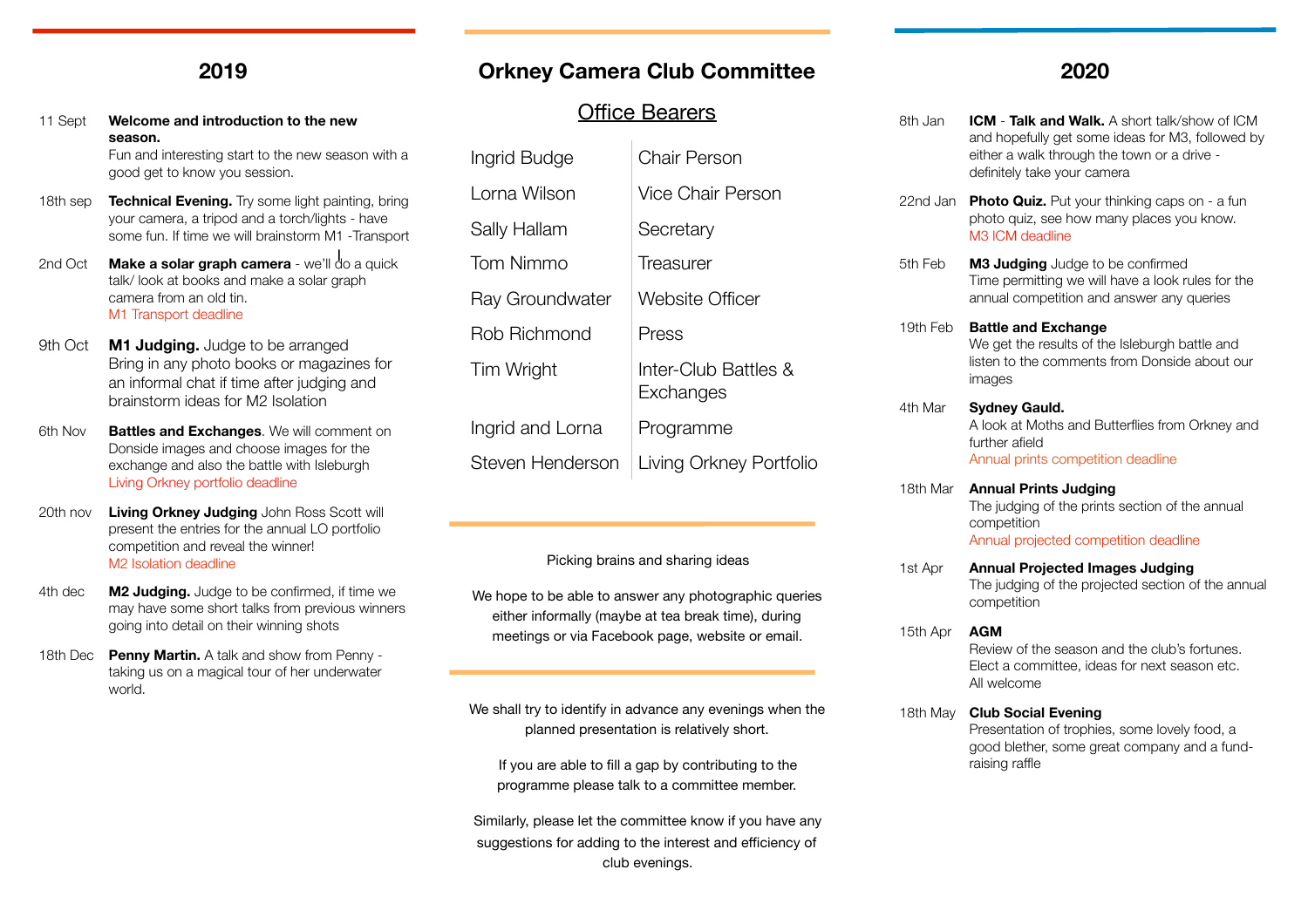## 2019

- **11 Sept** — **Welcome and introduction to the new season.** Fun and interesting start to the new season with a good get to know you session.
- **18th sep** — **Technical Evening.** Try some light painting, bring your camera, a tripod and a torch/lights - have some fun. If time we will brainstorm M1 -Transport
- **2nd Oct** — **Make a solar graph camera** - we'll do a quick talk/ look at books and make a solar graph camera from an old tin. M1 Transport deadline
- **9th Oct** — **M1 Judging.** Judge to be arranged Bring in any photo books or magazines for an informal chat if time after judging and brainstorm ideas for M2 Isolation
- **6th Nov** — **Battles and Exchanges**. We will comment on Donside images and choose images for the exchange and also the battle with Isleburgh Living Orkney portfolio deadline
- **20th nov** — **Living Orkney Judging** John Ross Scott will present the entries for the annual LO portfolio competition and reveal the winner! M2 Isolation deadline
- **4th dec** — **M2 Judging.** Judge to be confirmed, if time we may have some short talks from previous winners going into detail on their winning shots
- **18th Dec** — **Penny Martin.** A talk and show from Penny - taking us on a magical tour of her underwater world.

# Orkney Camera Club Committee

## Office Bearers

| | |
|---|---|
| Ingrid Budge | Chair Person |
| Lorna Wilson | Vice Chair Person |
| Sally Hallam | Secretary |
| Tom Nimmo | Treasurer |
| Ray Groundwater | Website Officer |
| Rob Richmond | Press |
| Tim Wright | Inter-Club Battles & Exchanges |
| Ingrid and Lorna | Programme |
| Steven Henderson | Living Orkney Portfolio |

Picking brains and sharing ideas

We hope to be able to answer any photographic queries either informally (maybe at tea break time), during meetings or via Facebook page, website or email.

We shall try to identify in advance any evenings when the planned presentation is relatively short.

If you are able to fill a gap by contributing to the programme please talk to a committee member.

Similarly, please let the committee know if you have any suggestions for adding to the interest and efficiency of club evenings.

## 2020

- **8th Jan** — **ICM - Talk and Walk.** A short talk/show of ICM and hopefully get some ideas for M3, followed by either a walk through the town or a drive - definitely take your camera
- **22nd Jan** — **Photo Quiz.** Put your thinking caps on - a fun photo quiz, see how many places you know. M3 ICM deadline
- **5th Feb** — **M3 Judging** Judge to be confirmed Time permitting we will have a look rules for the annual competition and answer any queries
- **19th Feb** — **Battle and Exchange** We get the results of the Isleburgh battle and listen to the comments from Donside about our images
- **4th Mar** — **Sydney Gauld.** A look at Moths and Butterflies from Orkney and further afield Annual prints competition deadline
- **18th Mar** — **Annual Prints Judging** The judging of the prints section of the annual competition Annual projected competition deadline
- **1st Apr** — **Annual Projected Images Judging** The judging of the projected section of the annual competition
- **15th Apr** — **AGM** Review of the season and the club's fortunes. Elect a committee, ideas for next season etc. All welcome
- **18th May** — **Club Social Evening** Presentation of trophies, some lovely food, a good blether, some great company and a fund-raising raffle